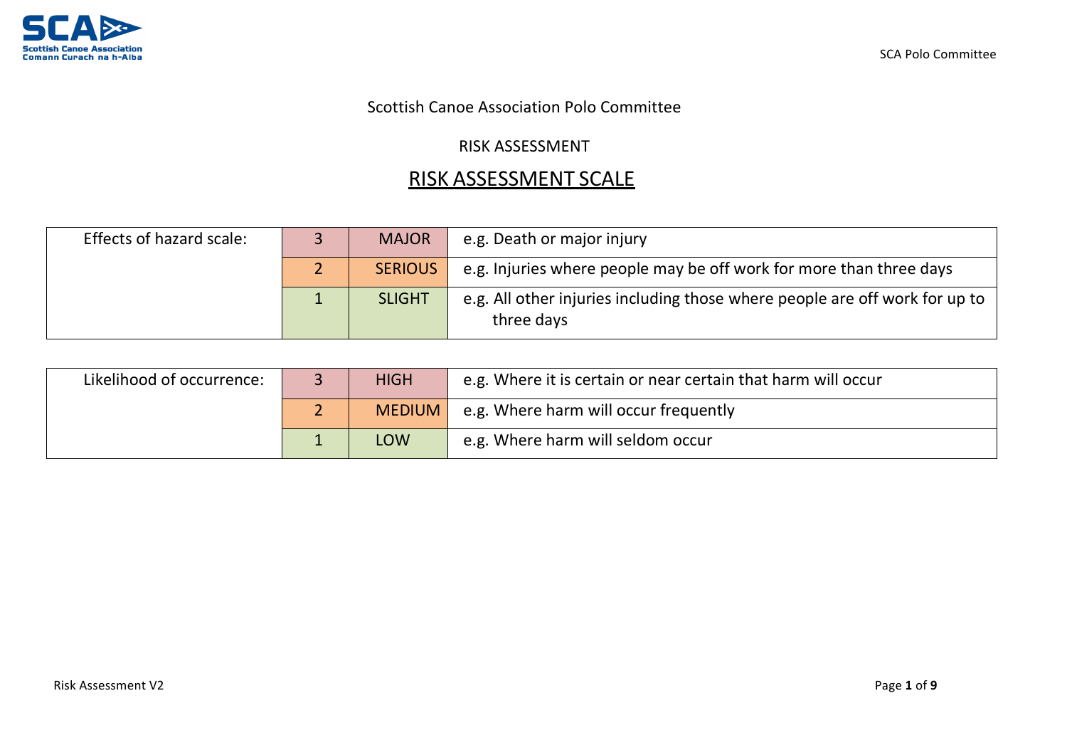Scottish Canoe Association Polo Committee

RISK ASSESSMENT

## RISK ASSESSMENT SCALE

| Effects of hazard scale: | 3 | MAJOR | e.g. Death or major injury |
|---|---|---|---|
| | 2 | SERIOUS | e.g. Injuries where people may be off work for more than three days |
| | 1 | SLIGHT | e.g. All other injuries including those where people are off work for up to three days |

| Likelihood of occurrence: | 3 | HIGH | e.g. Where it is certain or near certain that harm will occur |
|---|---|---|---|
| | 2 | MEDIUM | e.g. Where harm will occur frequently |
| | 1 | LOW | e.g. Where harm will seldom occur |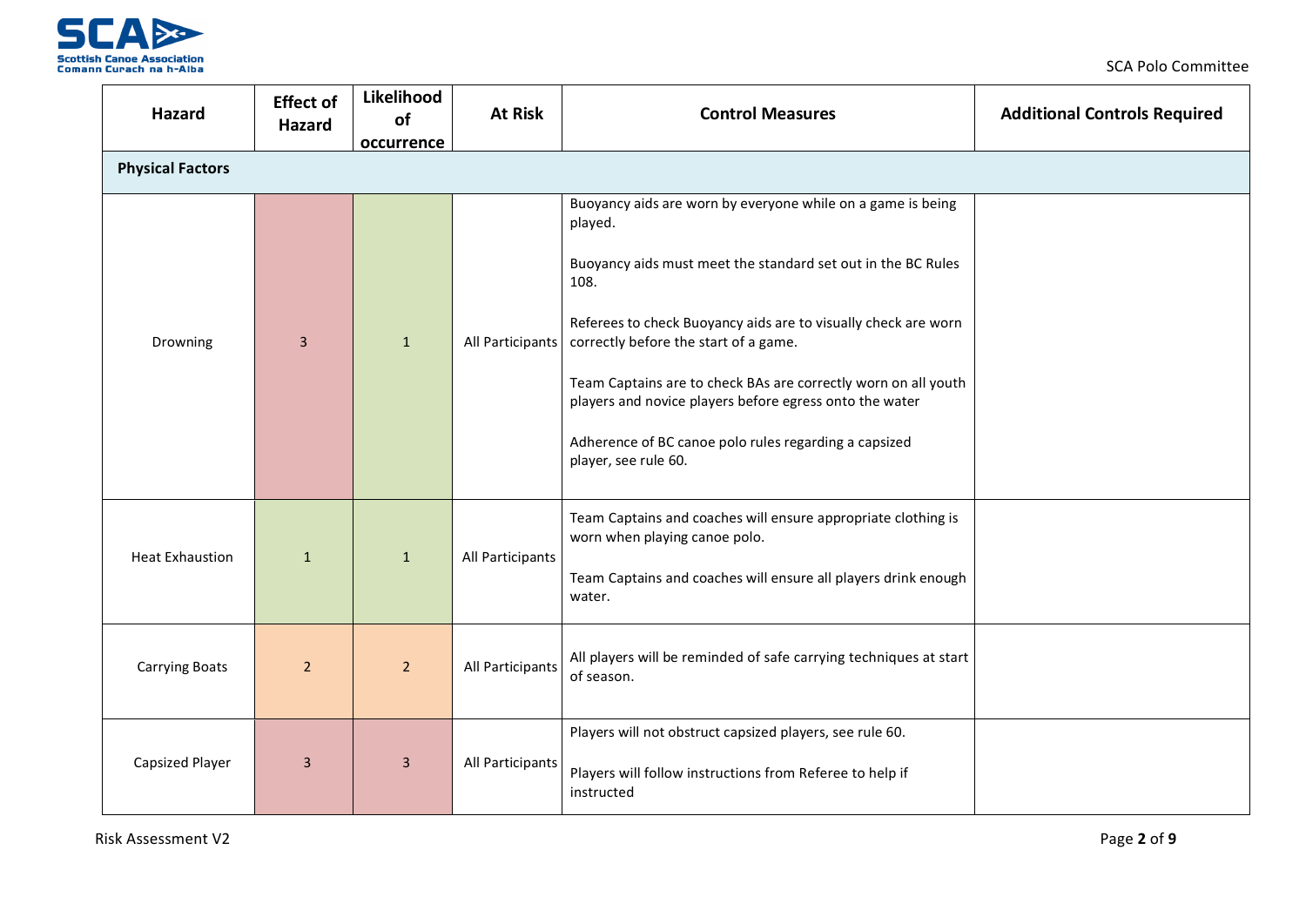| Hazard | Effect of Hazard | Likelihood of occurrence | At Risk | Control Measures | Additional Controls Required |
|---|---|---|---|---|---|
| **Physical Factors** | | | | | |
| Drowning | 3 | 1 | All Participants | Buoyancy aids are worn by everyone while on a game is being played.<br><br>Buoyancy aids must meet the standard set out in the BC Rules 108.<br><br>Referees to check Buoyancy aids are to visually check are worn correctly before the start of a game.<br><br>Team Captains are to check BAs are correctly worn on all youth players and novice players before egress onto the water<br><br>Adherence of BC canoe polo rules regarding a capsized player, see rule 60. | |
| Heat Exhaustion | 1 | 1 | All Participants | Team Captains and coaches will ensure appropriate clothing is worn when playing canoe polo.<br><br>Team Captains and coaches will ensure all players drink enough water. | |
| Carrying Boats | 2 | 2 | All Participants | All players will be reminded of safe carrying techniques at start of season. | |
| Capsized Player | 3 | 3 | All Participants | Players will not obstruct capsized players, see rule 60.<br><br>Players will follow instructions from Referee to help if instructed | |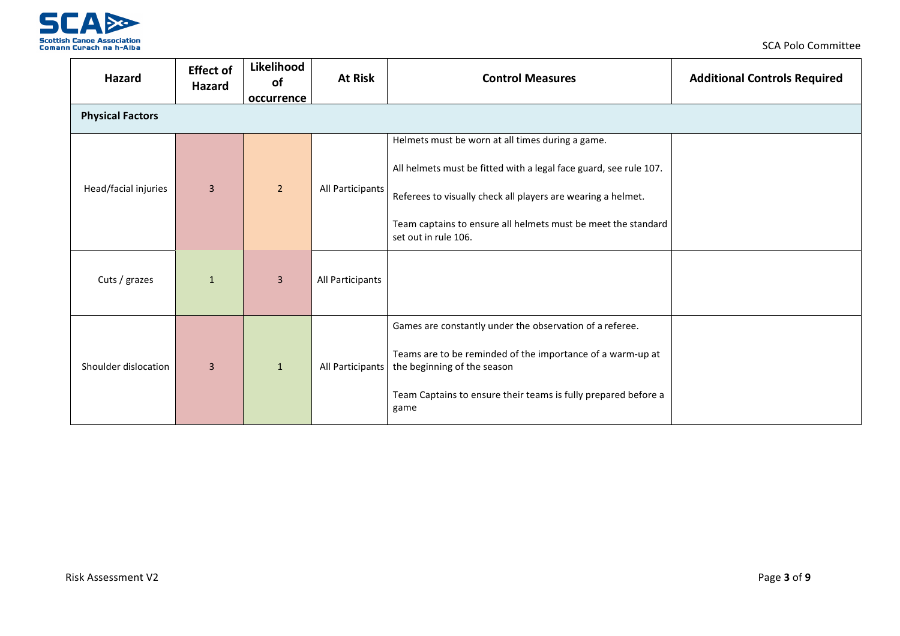| Hazard | Effect of Hazard | Likelihood of occurrence | At Risk | Control Measures | Additional Controls Required |
|---|---|---|---|---|---|
| **Physical Factors** | | | | | |
| Head/facial injuries | 3 | 2 | All Participants | Helmets must be worn at all times during a game.<br><br>All helmets must be fitted with a legal face guard, see rule 107.<br><br>Referees to visually check all players are wearing a helmet.<br><br>Team captains to ensure all helmets must be meet the standard set out in rule 106. | |
| Cuts / grazes | 1 | 3 | All Participants | | |
| Shoulder dislocation | 3 | 1 | All Participants | Games are constantly under the observation of a referee.<br><br>Teams are to be reminded of the importance of a warm-up at the beginning of the season<br><br>Team Captains to ensure their teams is fully prepared before a game | |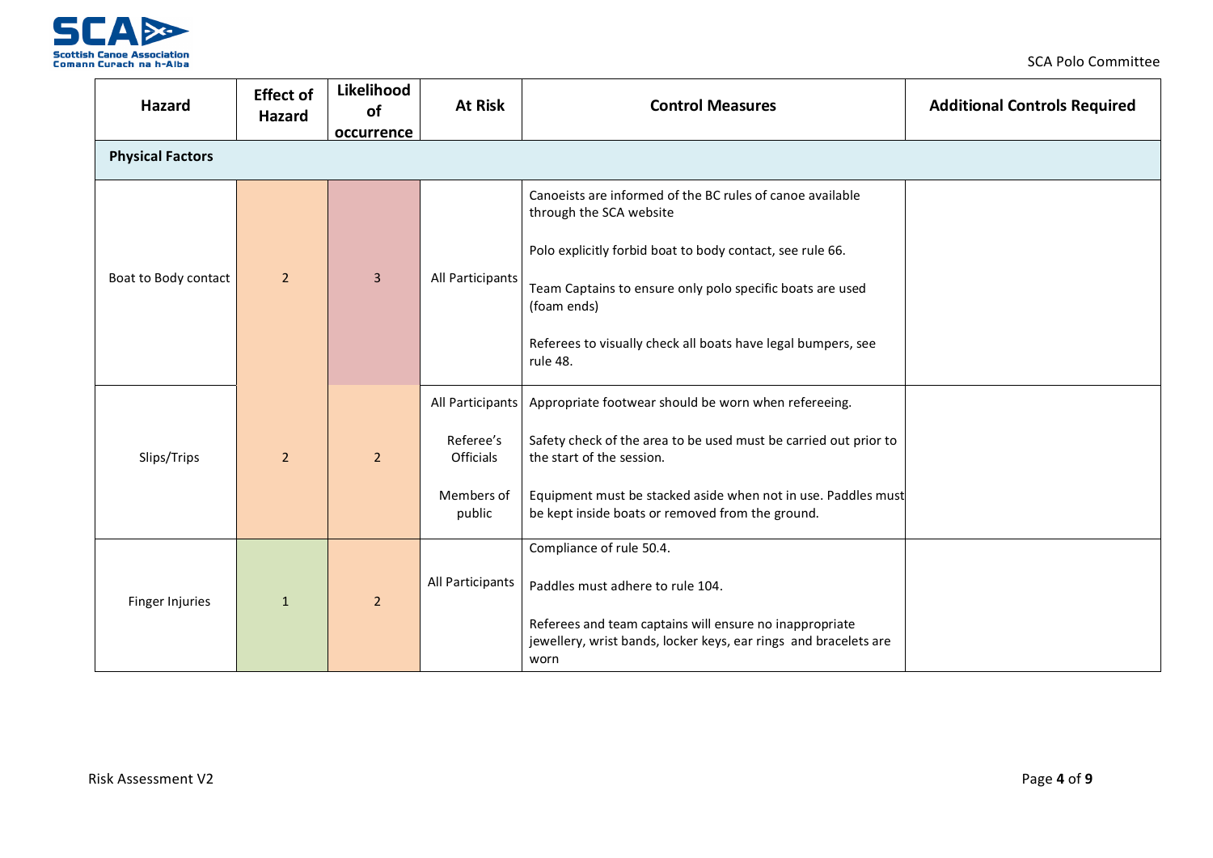| Hazard | Effect of Hazard | Likelihood of occurrence | At Risk | Control Measures | Additional Controls Required |
|---|---|---|---|---|---|
| **Physical Factors** | | | | | |
| Boat to Body contact | 2 | 3 | All Participants | Canoeists are informed of the BC rules of canoe available through the SCA website<br><br>Polo explicitly forbid boat to body contact, see rule 66.<br><br>Team Captains to ensure only polo specific boats are used (foam ends)<br><br>Referees to visually check all boats have legal bumpers, see rule 48. | |
| Slips/Trips | 2 | 2 | All Participants<br><br>Referee's Officials<br><br>Members of public | Appropriate footwear should be worn when refereeing.<br><br>Safety check of the area to be used must be carried out prior to the start of the session.<br><br>Equipment must be stacked aside when not in use. Paddles must be kept inside boats or removed from the ground. | |
| Finger Injuries | 1 | 2 | All Participants | Compliance of rule 50.4.<br><br>Paddles must adhere to rule 104.<br><br>Referees and team captains will ensure no inappropriate jewellery, wrist bands, locker keys, ear rings and bracelets are worn | |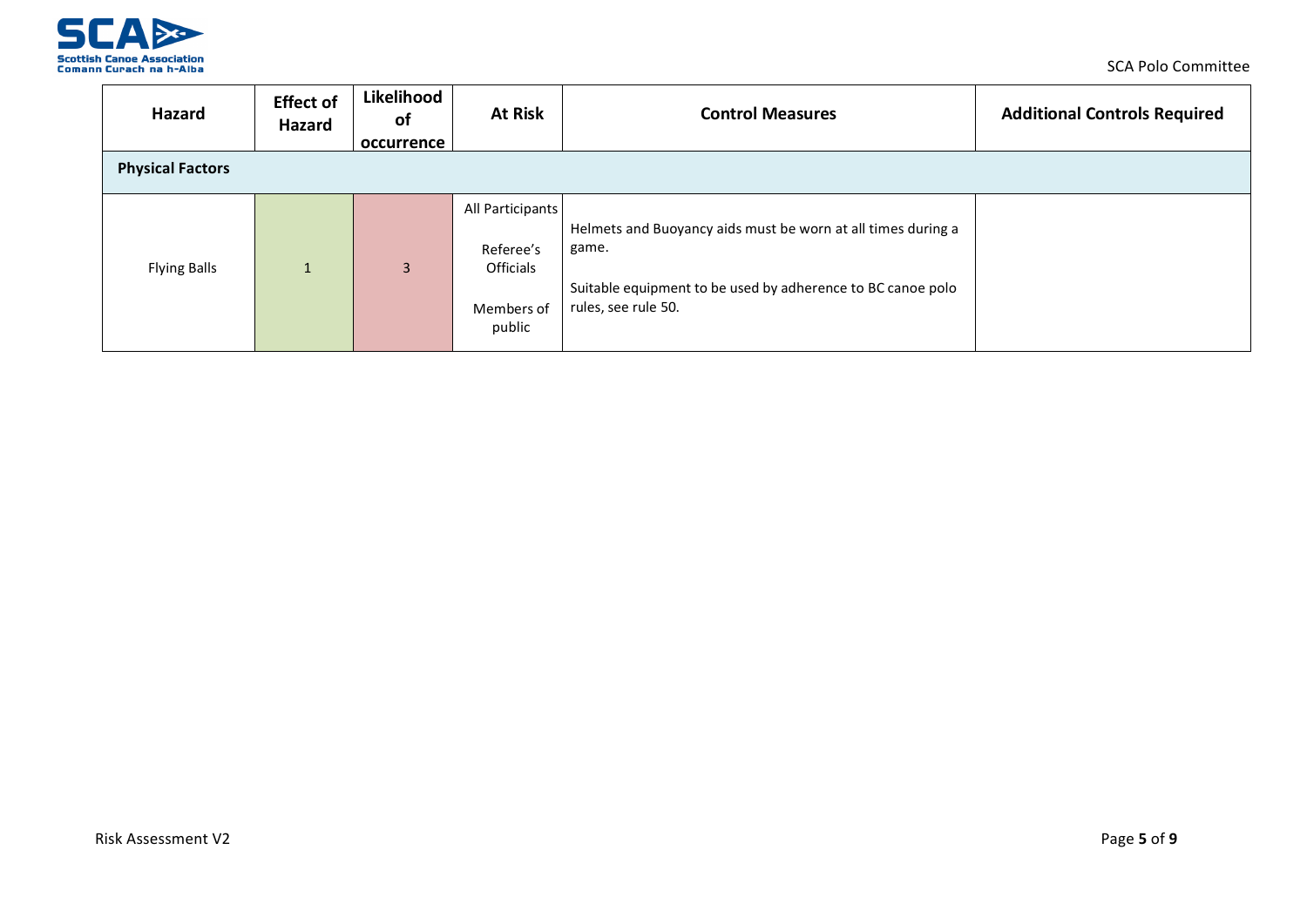| Hazard | Effect of Hazard | Likelihood of occurrence | At Risk | Control Measures | Additional Controls Required |
|---|---|---|---|---|---|
| **Physical Factors** | | | | | |
| Flying Balls | 1 | 3 | All Participants<br><br>Referee's Officials<br><br>Members of public | Helmets and Buoyancy aids must be worn at all times during a game.<br><br>Suitable equipment to be used by adherence to BC canoe polo rules, see rule 50. | |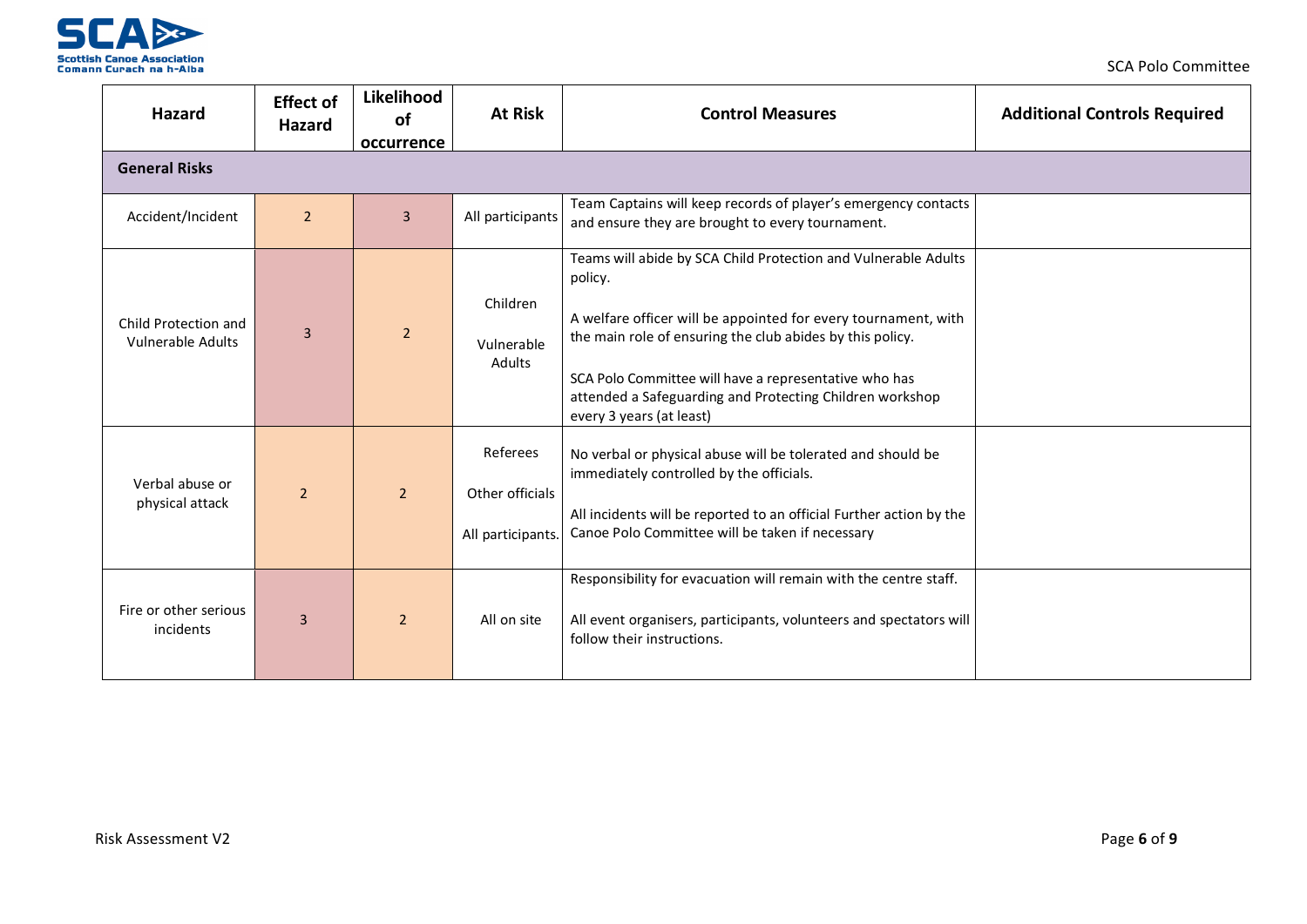| Hazard | Effect of Hazard | Likelihood of occurrence | At Risk | Control Measures | Additional Controls Required |
|---|---|---|---|---|---|
| **General Risks** | | | | | |
| Accident/Incident | 2 | 3 | All participants | Team Captains will keep records of player's emergency contacts and ensure they are brought to every tournament. | |
| Child Protection and Vulnerable Adults | 3 | 2 | Children<br><br>Vulnerable Adults | Teams will abide by SCA Child Protection and Vulnerable Adults policy.<br><br>A welfare officer will be appointed for every tournament, with the main role of ensuring the club abides by this policy.<br><br>SCA Polo Committee will have a representative who has attended a Safeguarding and Protecting Children workshop every 3 years (at least) | |
| Verbal abuse or physical attack | 2 | 2 | Referees<br><br>Other officials<br><br>All participants. | No verbal or physical abuse will be tolerated and should be immediately controlled by the officials.<br><br>All incidents will be reported to an official Further action by the Canoe Polo Committee will be taken if necessary | |
| Fire or other serious incidents | 3 | 2 | All on site | Responsibility for evacuation will remain with the centre staff.<br><br>All event organisers, participants, volunteers and spectators will follow their instructions. | |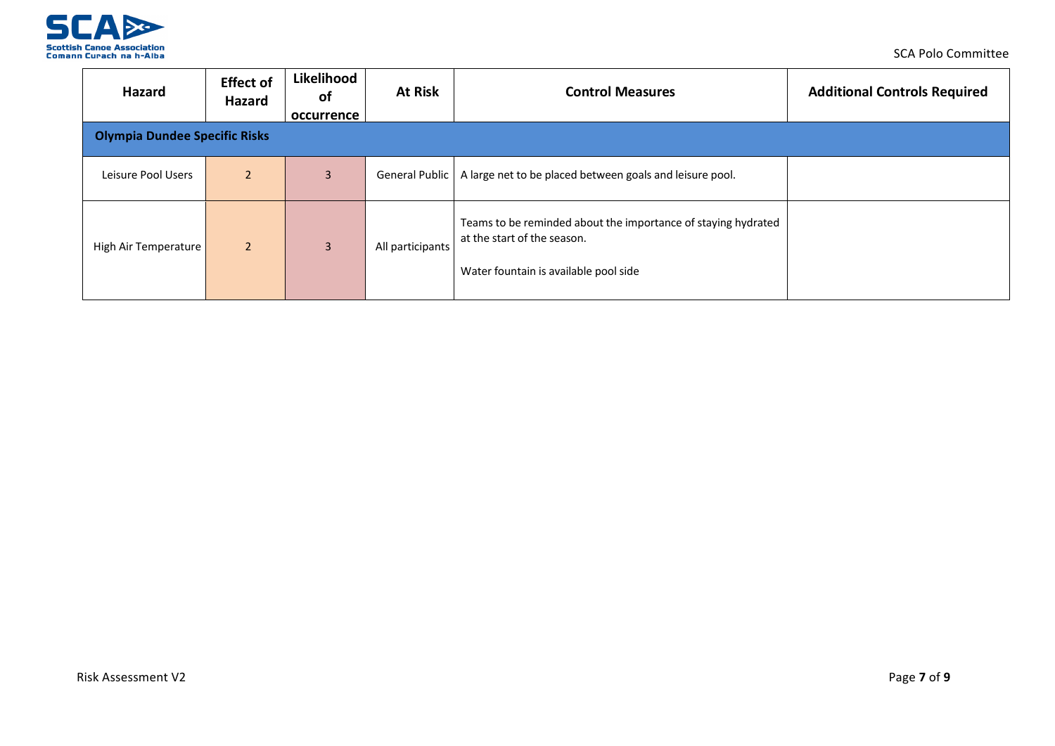| Hazard | Effect of Hazard | Likelihood of occurrence | At Risk | Control Measures | Additional Controls Required |
|---|---|---|---|---|---|
| **Olympia Dundee Specific Risks** | | | | | |
| Leisure Pool Users | 2 | 3 | General Public | A large net to be placed between goals and leisure pool. | |
| High Air Temperature | 2 | 3 | All participants | Teams to be reminded about the importance of staying hydrated at the start of the season.<br><br>Water fountain is available pool side | |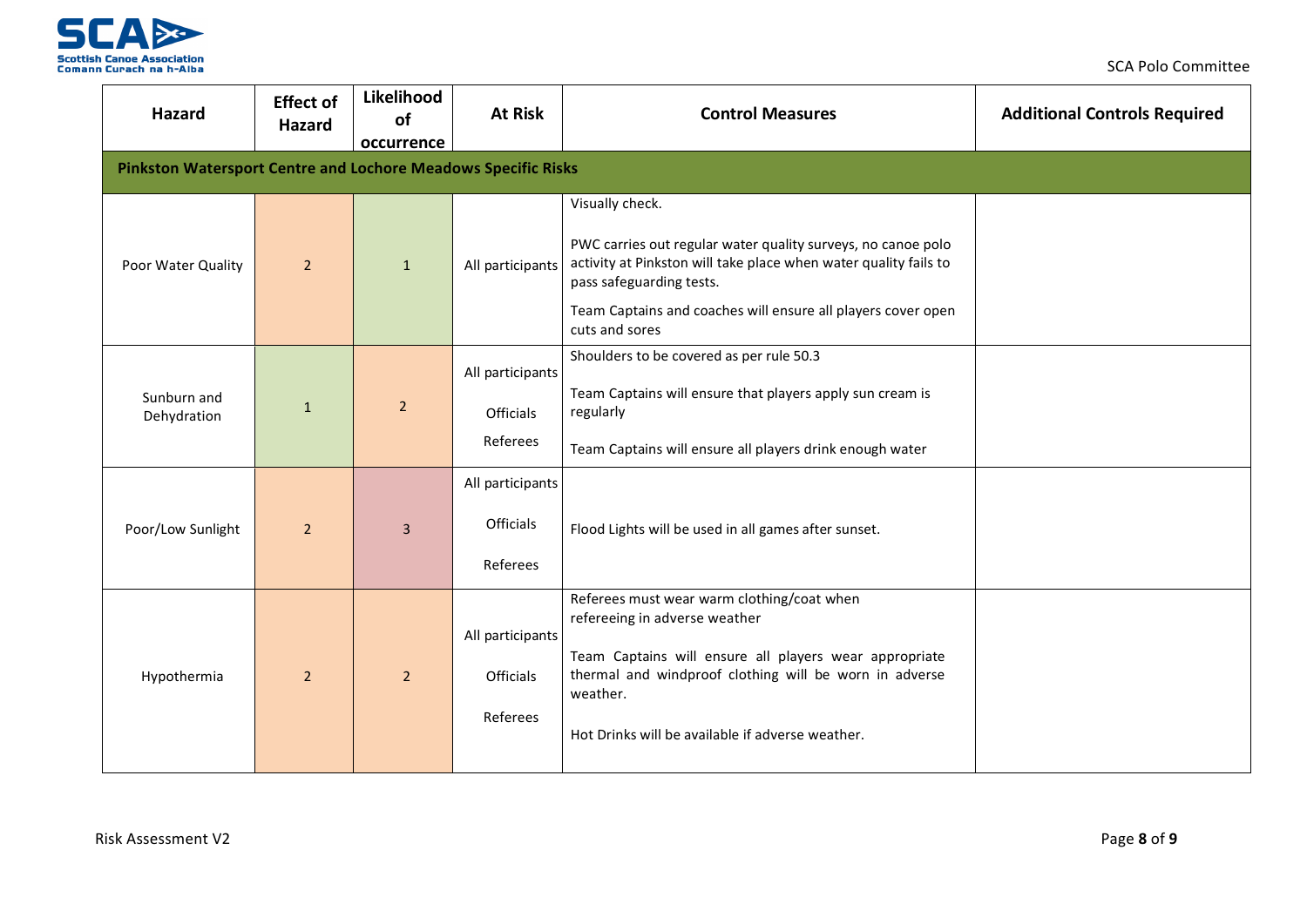| Hazard | Effect of Hazard | Likelihood of occurrence | At Risk | Control Measures | Additional Controls Required |
|---|---|---|---|---|---|
| **Pinkston Watersport Centre and Lochore Meadows Specific Risks** | | | | | |
| Poor Water Quality | 2 | 1 | All participants | Visually check.<br><br>PWC carries out regular water quality surveys, no canoe polo activity at Pinkston will take place when water quality fails to pass safeguarding tests.<br><br>Team Captains and coaches will ensure all players cover open cuts and sores | |
| Sunburn and Dehydration | 1 | 2 | All participants<br><br>Officials<br><br>Referees | Shoulders to be covered as per rule 50.3<br><br>Team Captains will ensure that players apply sun cream is regularly<br><br>Team Captains will ensure all players drink enough water | |
| Poor/Low Sunlight | 2 | 3 | All participants<br><br>Officials<br><br>Referees | Flood Lights will be used in all games after sunset. | |
| Hypothermia | 2 | 2 | All participants<br><br>Officials<br><br>Referees | Referees must wear warm clothing/coat when refereeing in adverse weather<br><br>Team Captains will ensure all players wear appropriate thermal and windproof clothing will be worn in adverse weather.<br><br>Hot Drinks will be available if adverse weather. | |

Risk Assessment V2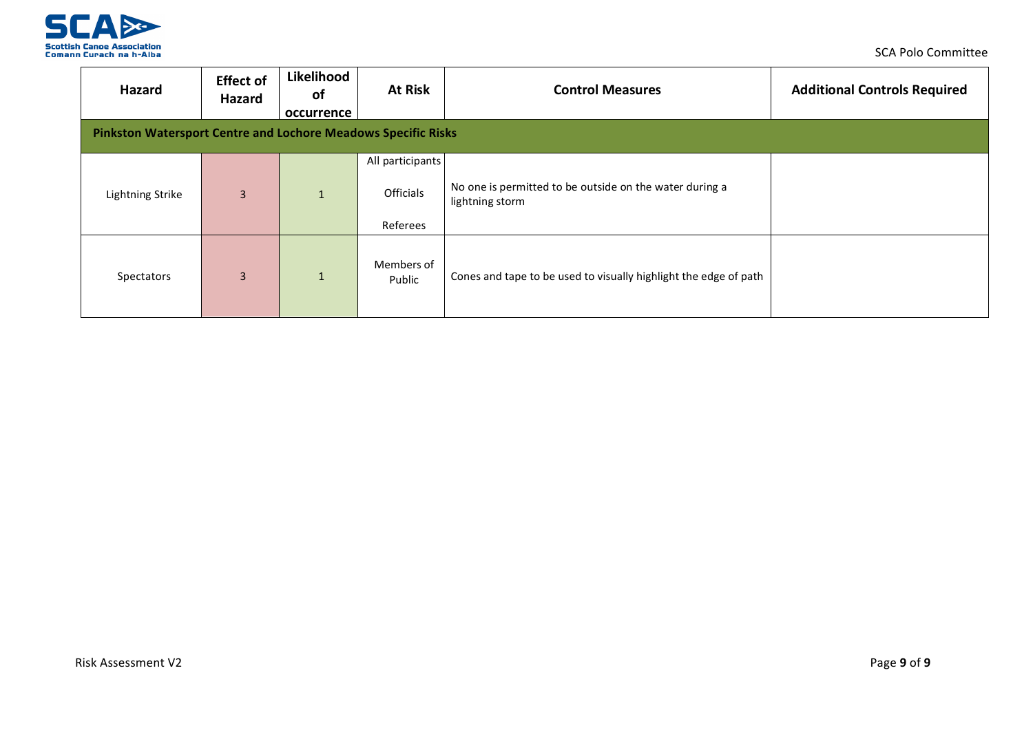| Hazard | Effect of Hazard | Likelihood of occurrence | At Risk | Control Measures | Additional Controls Required |
|---|---|---|---|---|---|
| **Pinkston Watersport Centre and Lochore Meadows Specific Risks** | | | | | |
| Lightning Strike | 3 | 1 | All participants<br><br>Officials<br><br>Referees | No one is permitted to be outside on the water during a lightning storm | |
| Spectators | 3 | 1 | Members of Public | Cones and tape to be used to visually highlight the edge of path | |